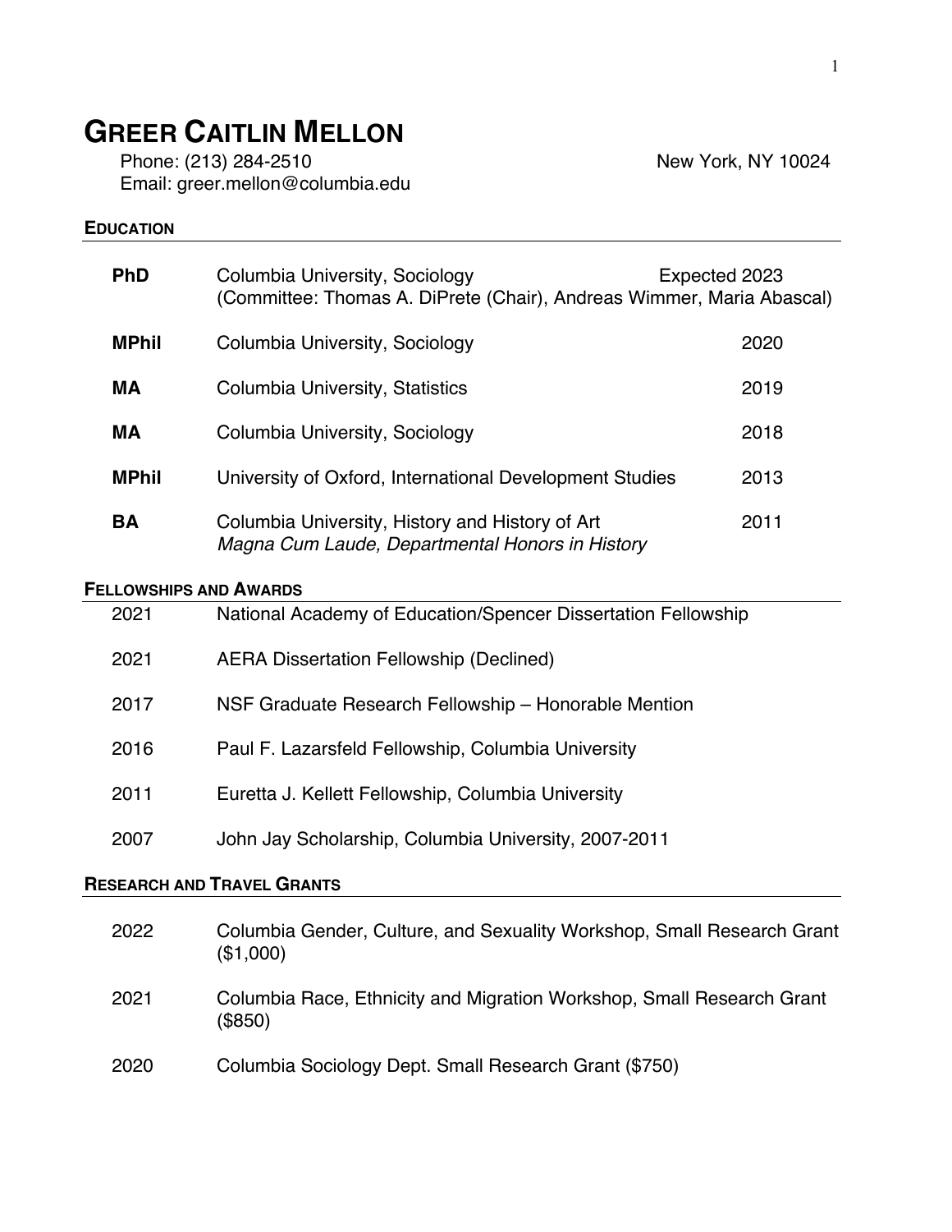# GREER CAITLIN MELLON

Phone: (213) 284-2510
Email: greer.mellon@columbia.edu

New York, NY 10024

## EDUCATION

| | | |
|---|---|---|
| **PhD** | Columbia University, Sociology<br>(Committee: Thomas A. DiPrete (Chair), Andreas Wimmer, Maria Abascal) | Expected 2023 |
| **MPhil** | Columbia University, Sociology | 2020 |
| **MA** | Columbia University, Statistics | 2019 |
| **MA** | Columbia University, Sociology | 2018 |
| **MPhil** | University of Oxford, International Development Studies | 2013 |
| **BA** | Columbia University, History and History of Art<br>*Magna Cum Laude, Departmental Honors in History* | 2011 |

## FELLOWSHIPS AND AWARDS

| | |
|---|---|
| 2021 | National Academy of Education/Spencer Dissertation Fellowship |
| 2021 | AERA Dissertation Fellowship (Declined) |
| 2017 | NSF Graduate Research Fellowship – Honorable Mention |
| 2016 | Paul F. Lazarsfeld Fellowship, Columbia University |
| 2011 | Euretta J. Kellett Fellowship, Columbia University |
| 2007 | John Jay Scholarship, Columbia University, 2007-2011 |

## RESEARCH AND TRAVEL GRANTS

| | |
|---|---|
| 2022 | Columbia Gender, Culture, and Sexuality Workshop, Small Research Grant ($1,000) |
| 2021 | Columbia Race, Ethnicity and Migration Workshop, Small Research Grant ($850) |
| 2020 | Columbia Sociology Dept. Small Research Grant ($750) |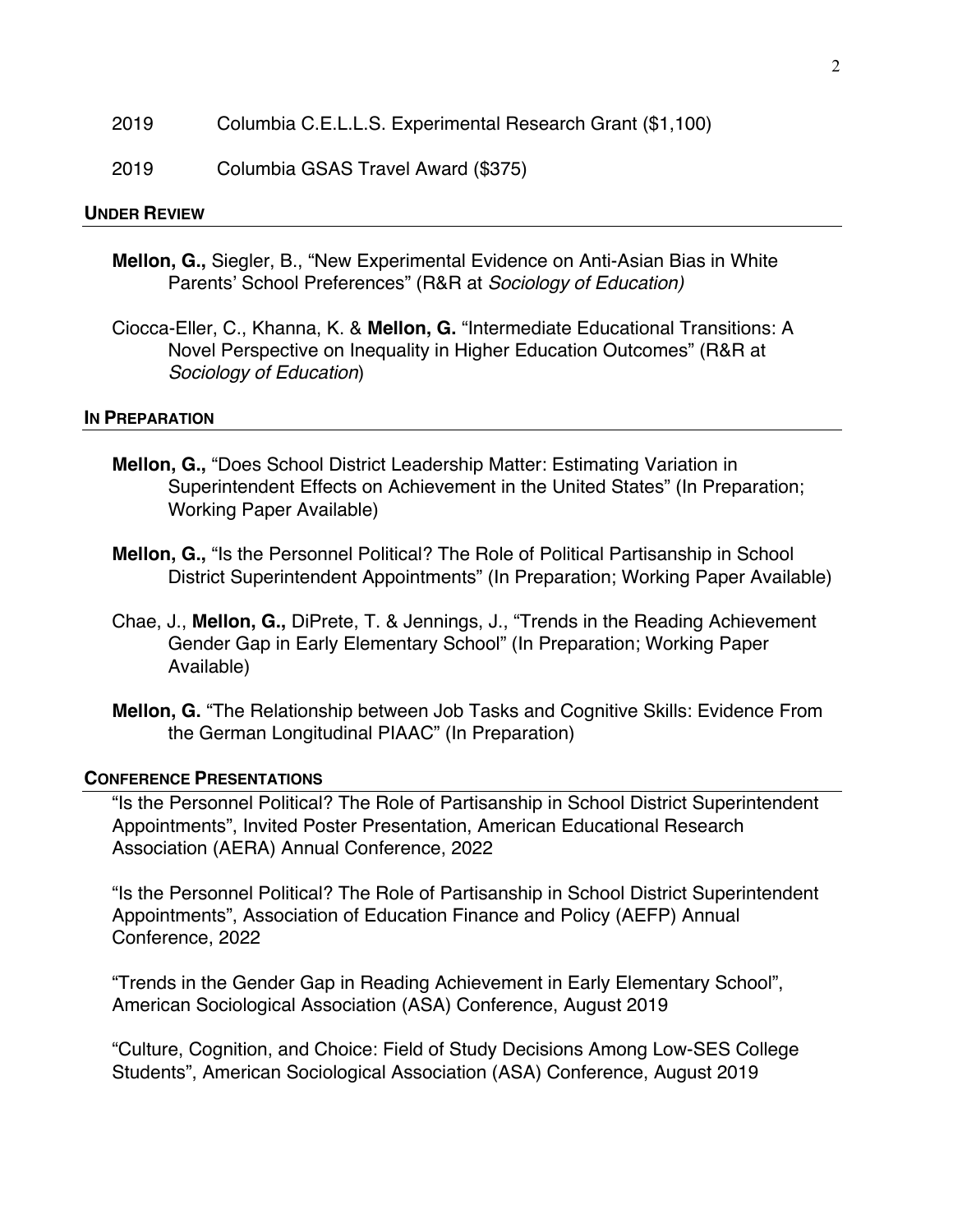2019 Columbia C.E.L.L.S. Experimental Research Grant ($1,100)

2019 Columbia GSAS Travel Award ($375)

## UNDER REVIEW

**Mellon, G.,** Siegler, B., "New Experimental Evidence on Anti-Asian Bias in White Parents' School Preferences" (R&R at *Sociology of Education)*

Ciocca-Eller, C., Khanna, K. & **Mellon, G.** "Intermediate Educational Transitions: A Novel Perspective on Inequality in Higher Education Outcomes" (R&R at *Sociology of Education*)

## IN PREPARATION

**Mellon, G.,** "Does School District Leadership Matter: Estimating Variation in Superintendent Effects on Achievement in the United States" (In Preparation; Working Paper Available)

**Mellon, G.,** "Is the Personnel Political? The Role of Political Partisanship in School District Superintendent Appointments" (In Preparation; Working Paper Available)

Chae, J., **Mellon, G.,** DiPrete, T. & Jennings, J., "Trends in the Reading Achievement Gender Gap in Early Elementary School" (In Preparation; Working Paper Available)

**Mellon, G.** "The Relationship between Job Tasks and Cognitive Skills: Evidence From the German Longitudinal PIAAC" (In Preparation)

## CONFERENCE PRESENTATIONS

"Is the Personnel Political? The Role of Partisanship in School District Superintendent Appointments", Invited Poster Presentation, American Educational Research Association (AERA) Annual Conference, 2022

"Is the Personnel Political? The Role of Partisanship in School District Superintendent Appointments", Association of Education Finance and Policy (AEFP) Annual Conference, 2022

"Trends in the Gender Gap in Reading Achievement in Early Elementary School", American Sociological Association (ASA) Conference, August 2019

"Culture, Cognition, and Choice: Field of Study Decisions Among Low-SES College Students", American Sociological Association (ASA) Conference, August 2019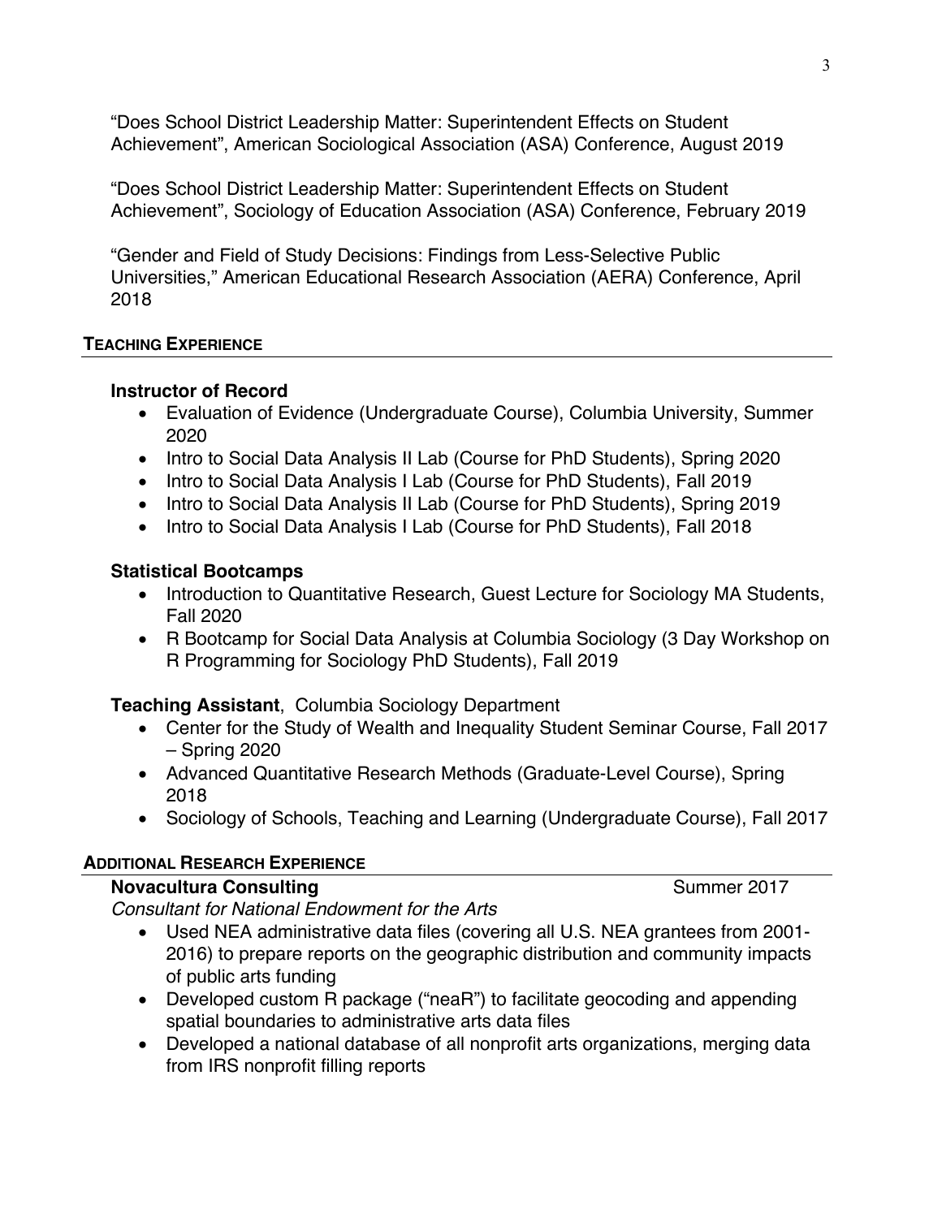"Does School District Leadership Matter: Superintendent Effects on Student Achievement", American Sociological Association (ASA) Conference, August 2019

"Does School District Leadership Matter: Superintendent Effects on Student Achievement", Sociology of Education Association (ASA) Conference, February 2019

"Gender and Field of Study Decisions: Findings from Less-Selective Public Universities," American Educational Research Association (AERA) Conference, April 2018

## TEACHING EXPERIENCE

### Instructor of Record

- Evaluation of Evidence (Undergraduate Course), Columbia University, Summer 2020
- Intro to Social Data Analysis II Lab (Course for PhD Students), Spring 2020
- Intro to Social Data Analysis I Lab (Course for PhD Students), Fall 2019
- Intro to Social Data Analysis II Lab (Course for PhD Students), Spring 2019
- Intro to Social Data Analysis I Lab (Course for PhD Students), Fall 2018

### Statistical Bootcamps

- Introduction to Quantitative Research, Guest Lecture for Sociology MA Students, Fall 2020
- R Bootcamp for Social Data Analysis at Columbia Sociology (3 Day Workshop on R Programming for Sociology PhD Students), Fall 2019

**Teaching Assistant**, Columbia Sociology Department

- Center for the Study of Wealth and Inequality Student Seminar Course, Fall 2017 – Spring 2020
- Advanced Quantitative Research Methods (Graduate-Level Course), Spring 2018
- Sociology of Schools, Teaching and Learning (Undergraduate Course), Fall 2017

## ADDITIONAL RESEARCH EXPERIENCE

**Novacultura Consulting** Summer 2017

*Consultant for National Endowment for the Arts*

- Used NEA administrative data files (covering all U.S. NEA grantees from 2001-2016) to prepare reports on the geographic distribution and community impacts of public arts funding
- Developed custom R package ("neaR") to facilitate geocoding and appending spatial boundaries to administrative arts data files
- Developed a national database of all nonprofit arts organizations, merging data from IRS nonprofit filling reports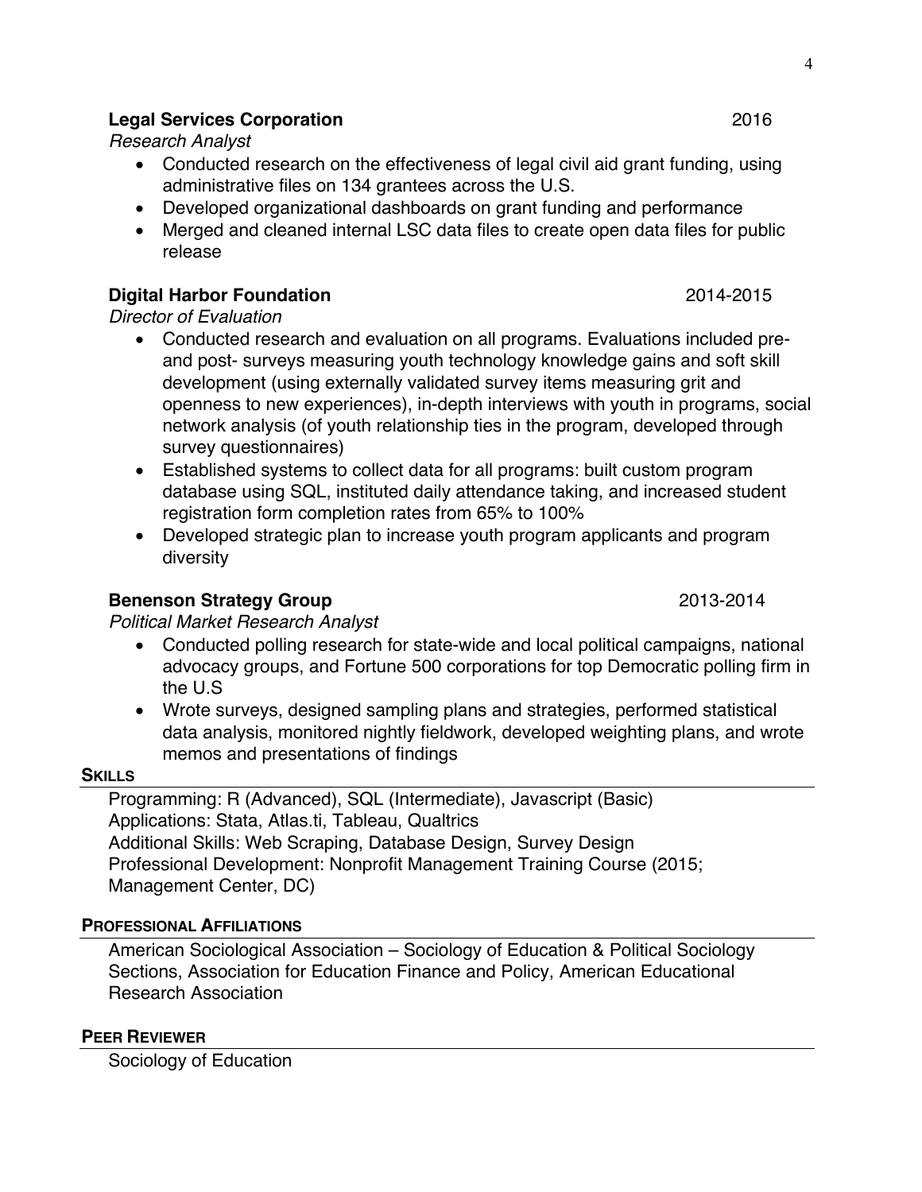### **Legal Services Corporation** 2016

*Research Analyst*

- Conducted research on the effectiveness of legal civil aid grant funding, using administrative files on 134 grantees across the U.S.
- Developed organizational dashboards on grant funding and performance
- Merged and cleaned internal LSC data files to create open data files for public release

### **Digital Harbor Foundation** 2014-2015

*Director of Evaluation*

- Conducted research and evaluation on all programs. Evaluations included pre- and post- surveys measuring youth technology knowledge gains and soft skill development (using externally validated survey items measuring grit and openness to new experiences), in-depth interviews with youth in programs, social network analysis (of youth relationship ties in the program, developed through survey questionnaires)
- Established systems to collect data for all programs: built custom program database using SQL, instituted daily attendance taking, and increased student registration form completion rates from 65% to 100%
- Developed strategic plan to increase youth program applicants and program diversity

### **Benenson Strategy Group** 2013-2014

*Political Market Research Analyst*

- Conducted polling research for state-wide and local political campaigns, national advocacy groups, and Fortune 500 corporations for top Democratic polling firm in the U.S
- Wrote surveys, designed sampling plans and strategies, performed statistical data analysis, monitored nightly fieldwork, developed weighting plans, and wrote memos and presentations of findings

## **SKILLS**

Programming: R (Advanced), SQL (Intermediate), Javascript (Basic)
Applications: Stata, Atlas.ti, Tableau, Qualtrics
Additional Skills: Web Scraping, Database Design, Survey Design
Professional Development: Nonprofit Management Training Course (2015; Management Center, DC)

## **PROFESSIONAL AFFILIATIONS**

American Sociological Association – Sociology of Education & Political Sociology Sections, Association for Education Finance and Policy, American Educational Research Association

## **PEER REVIEWER**

Sociology of Education